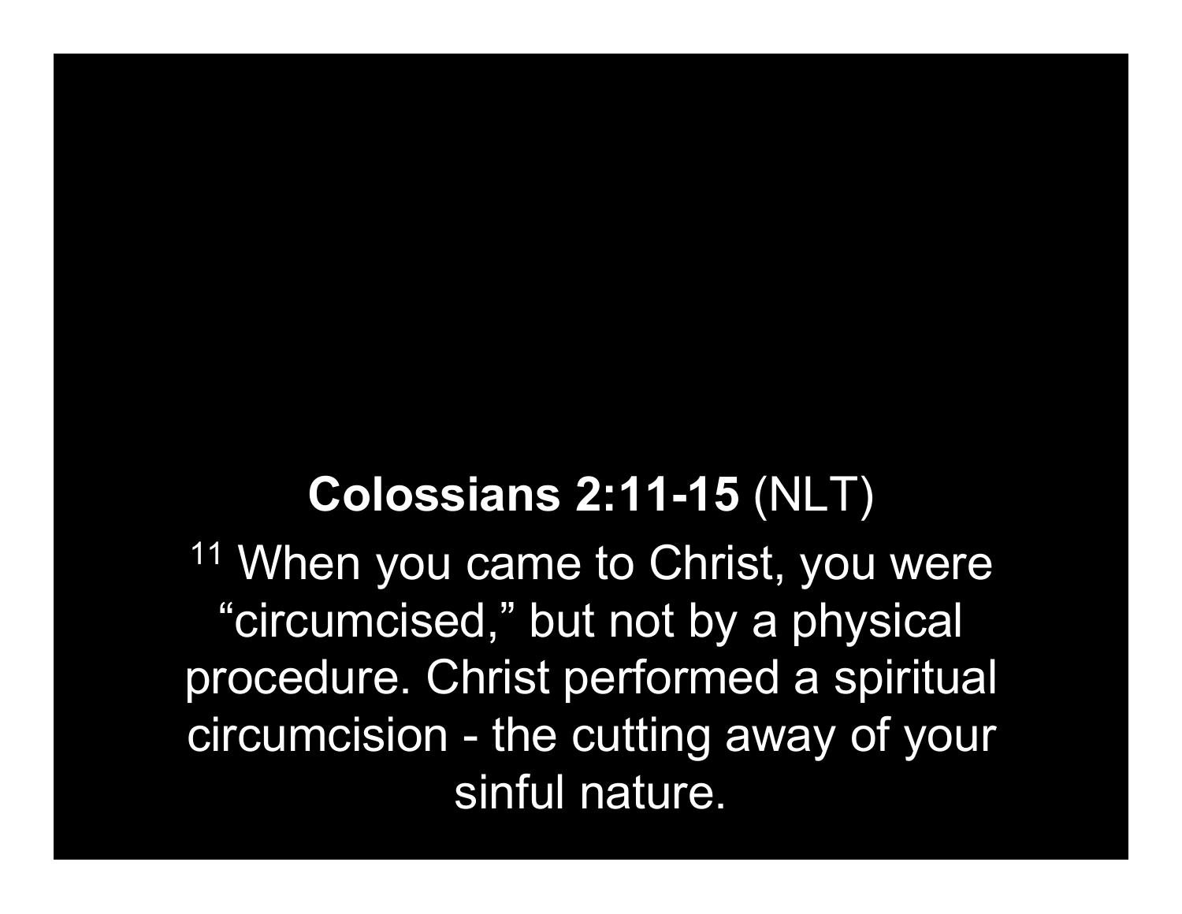**Colossians 2:11-15** (NLT)

[11] When you came to Christ, you were "circumcised," but not by a physical procedure. Christ performed a spiritual circumcision - the cutting away of your sinful nature.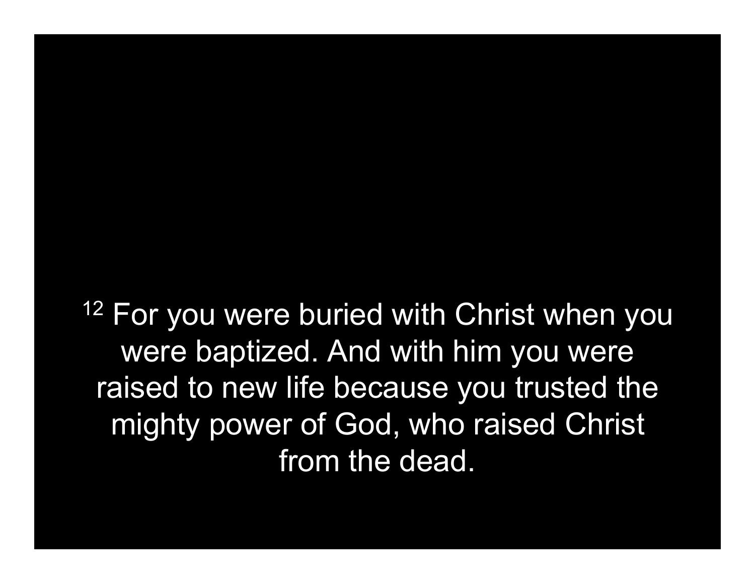[12] For you were buried with Christ when you were baptized. And with him you were raised to new life because you trusted the mighty power of God, who raised Christ from the dead.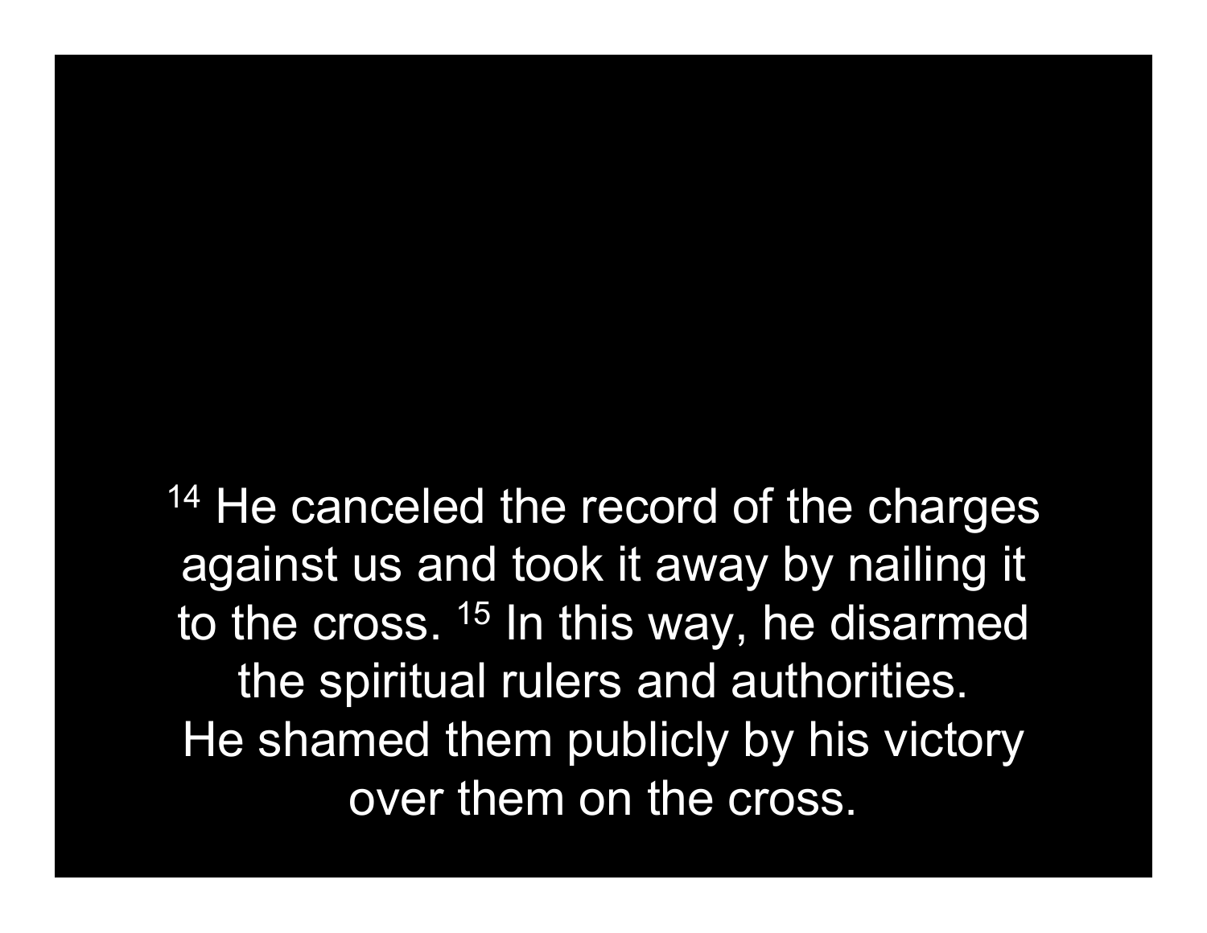[14] He canceled the record of the charges against us and took it away by nailing it to the cross. [15] In this way, he disarmed the spiritual rulers and authorities. He shamed them publicly by his victory over them on the cross.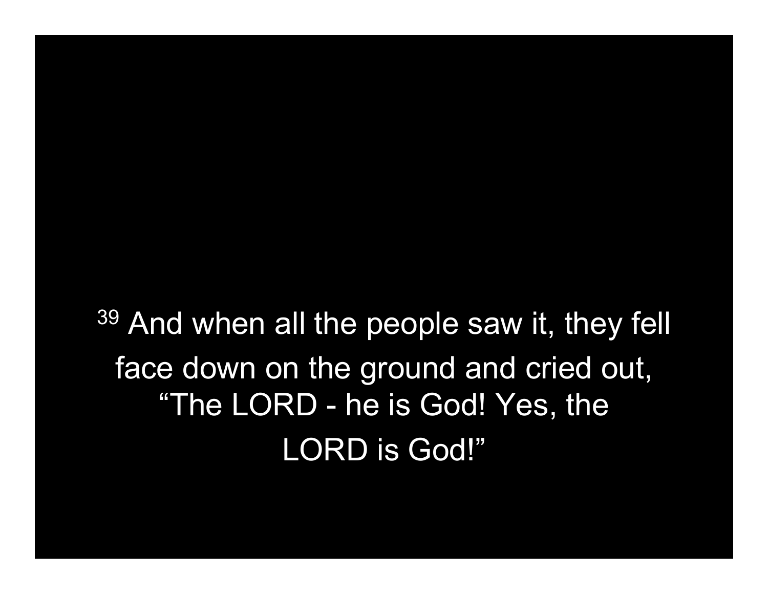[39] And when all the people saw it, they fell face down on the ground and cried out, “The LORD - he is God! Yes, the LORD is God!”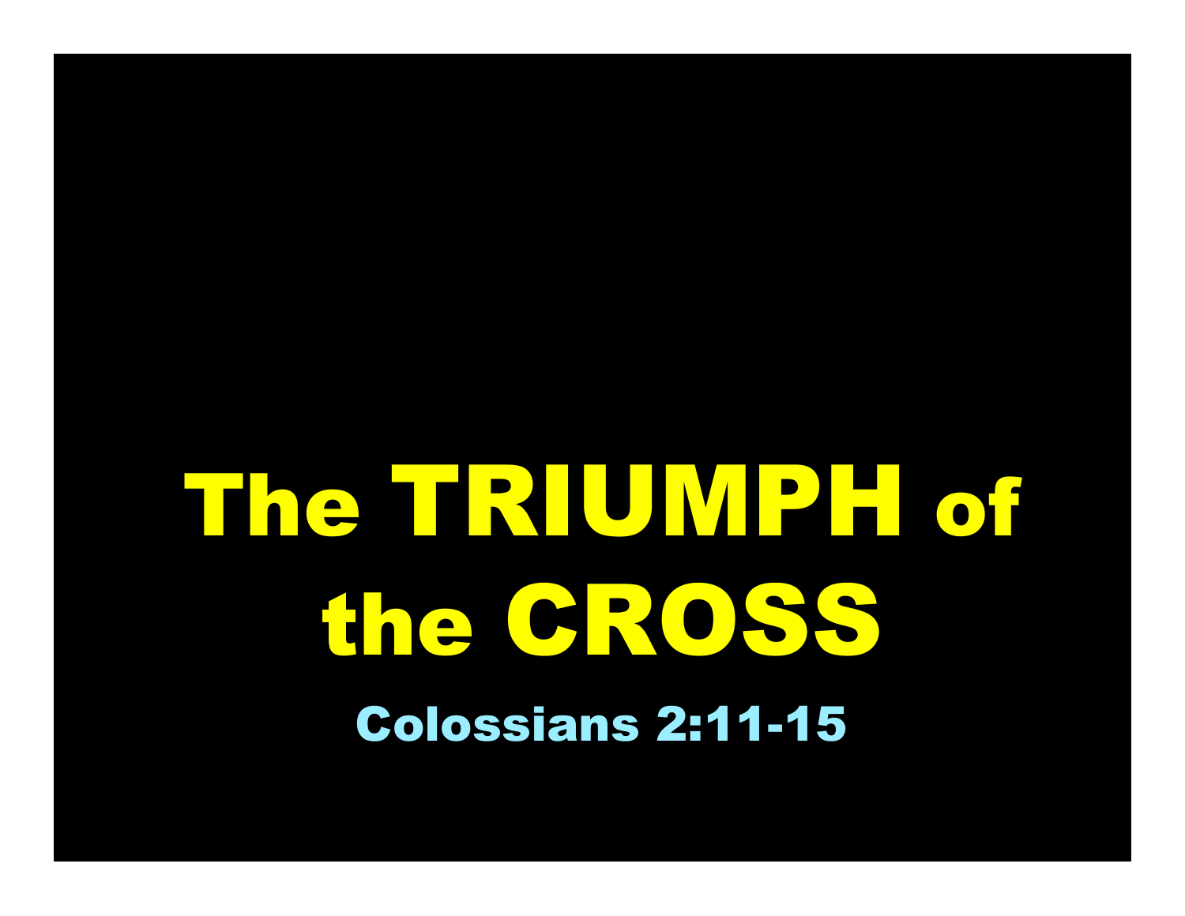# The TRIUMPH of the CROSS

Colossians 2:11-15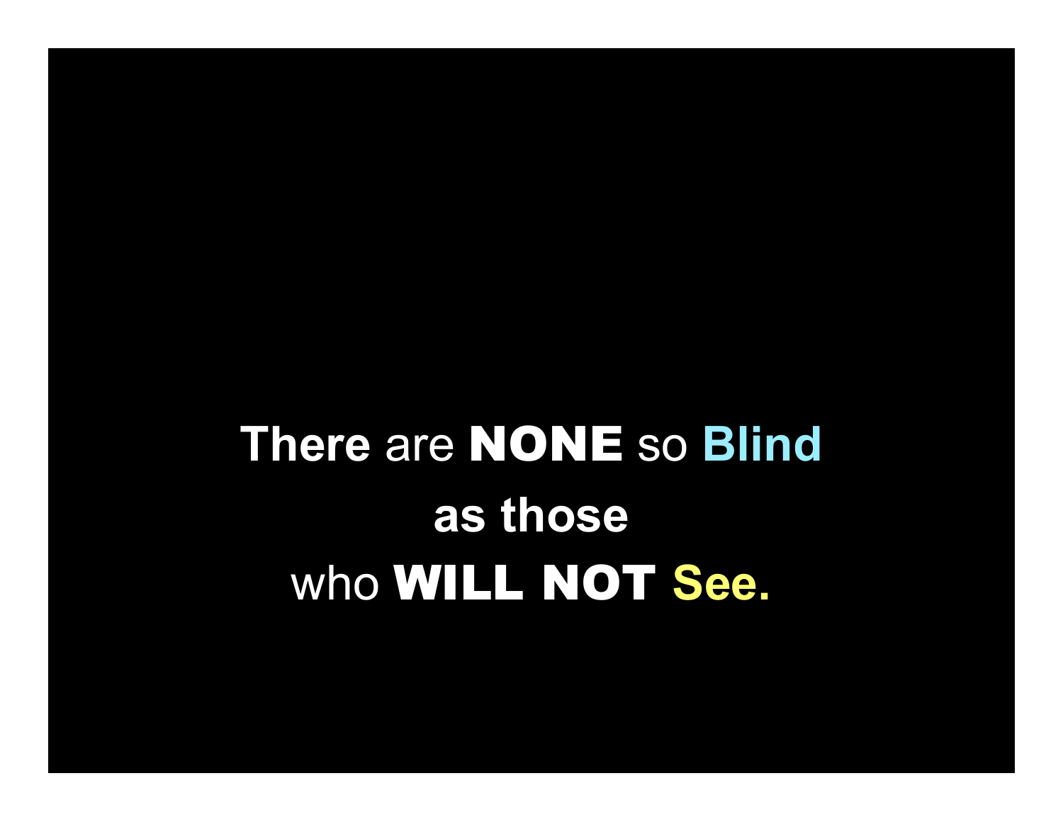**There** are **NONE** so **Blind**

**as those**

who **WILL NOT See.**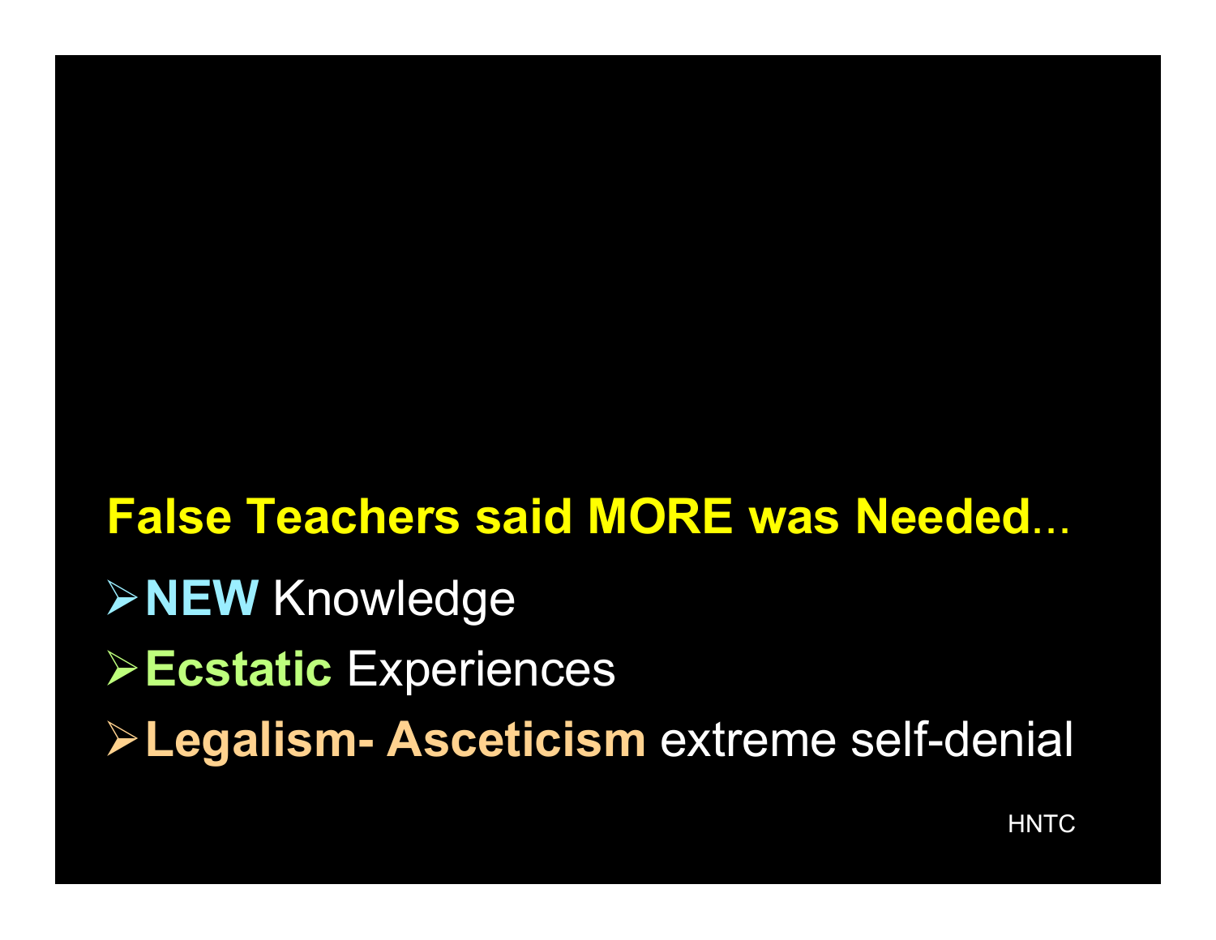**False Teachers said MORE was Needed**...

- **NEW** Knowledge
- **Ecstatic** Experiences
- **Legalism- Asceticism** extreme self-denial

HNTC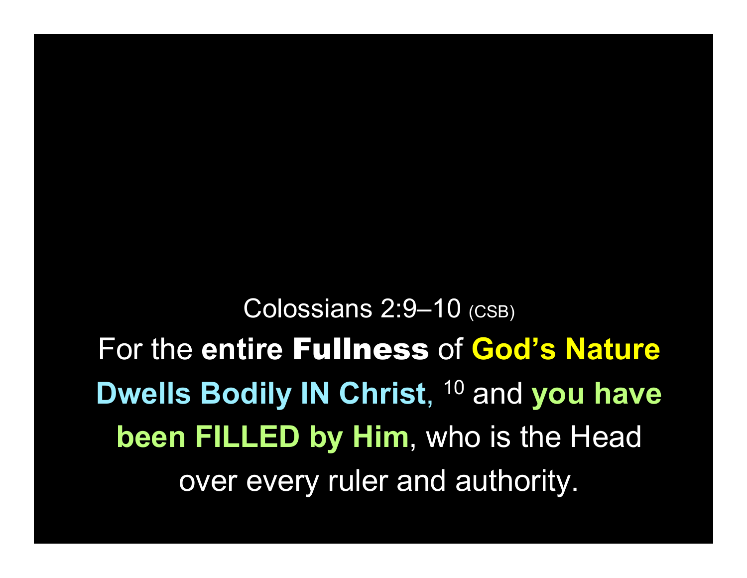Colossians 2:9–10 (CSB)

For the **entire Fullness** of **God's Nature Dwells Bodily IN Christ**, [10] and **you have been FILLED by Him**, who is the Head over every ruler and authority.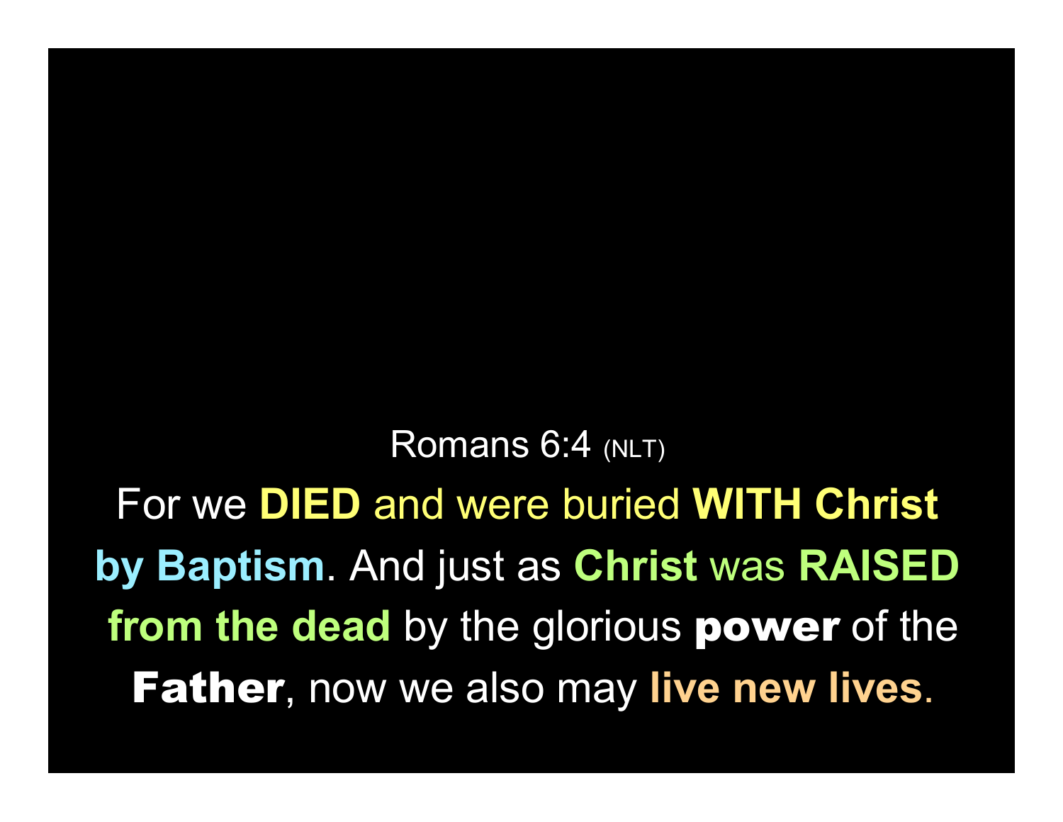Romans 6:4 (NLT)

For we **DIED** and were buried **WITH Christ by Baptism**. And just as **Christ** was **RAISED from the dead** by the glorious **power** of the **Father**, now we also may **live new lives**.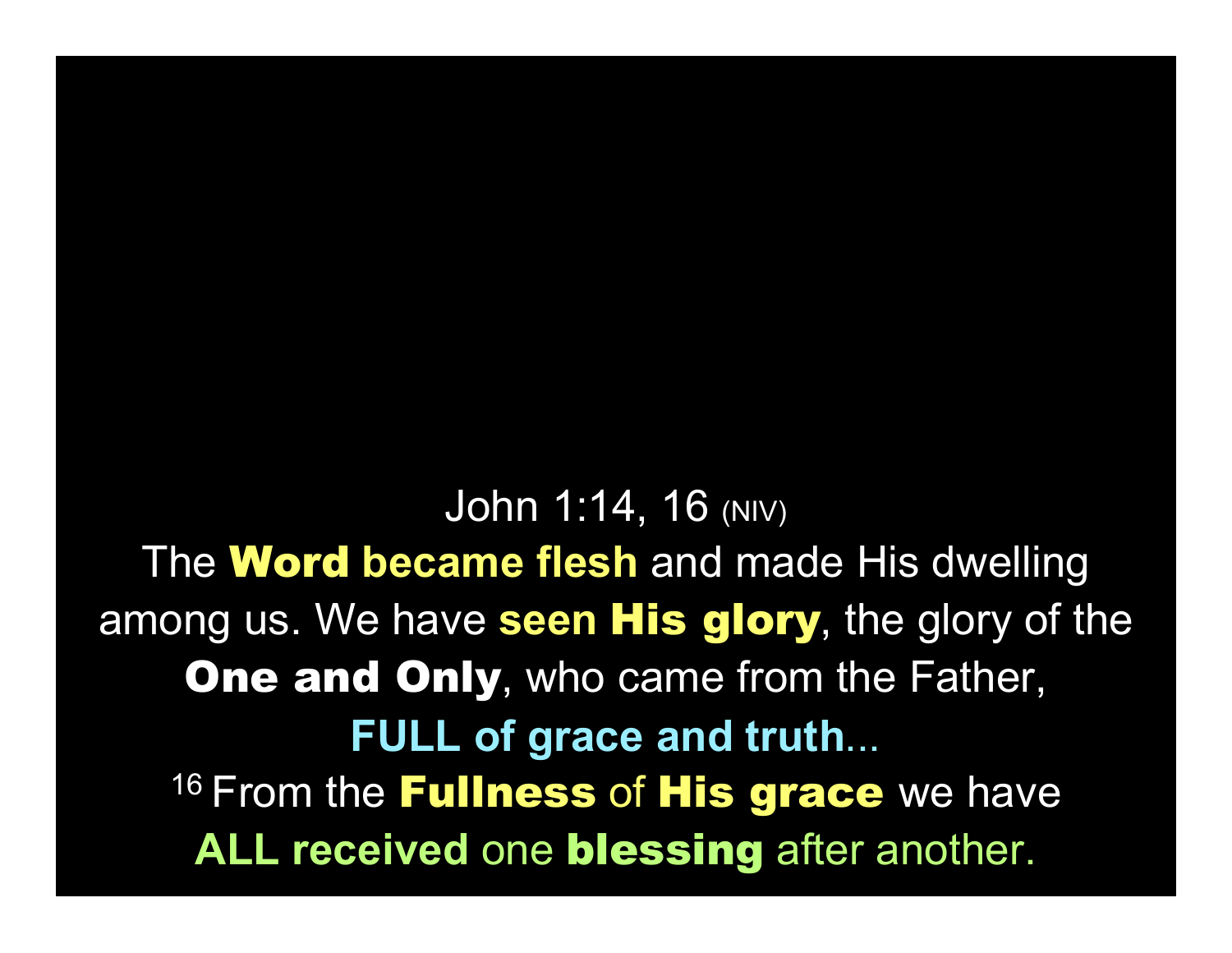John 1:14, 16 (NIV)

The **Word became flesh** and made His dwelling among us. We have **seen His glory**, the glory of the **One and Only**, who came from the Father, **FULL of grace and truth**...

16 From the **Fullness** of **His grace** we have **ALL received** one **blessing** after another.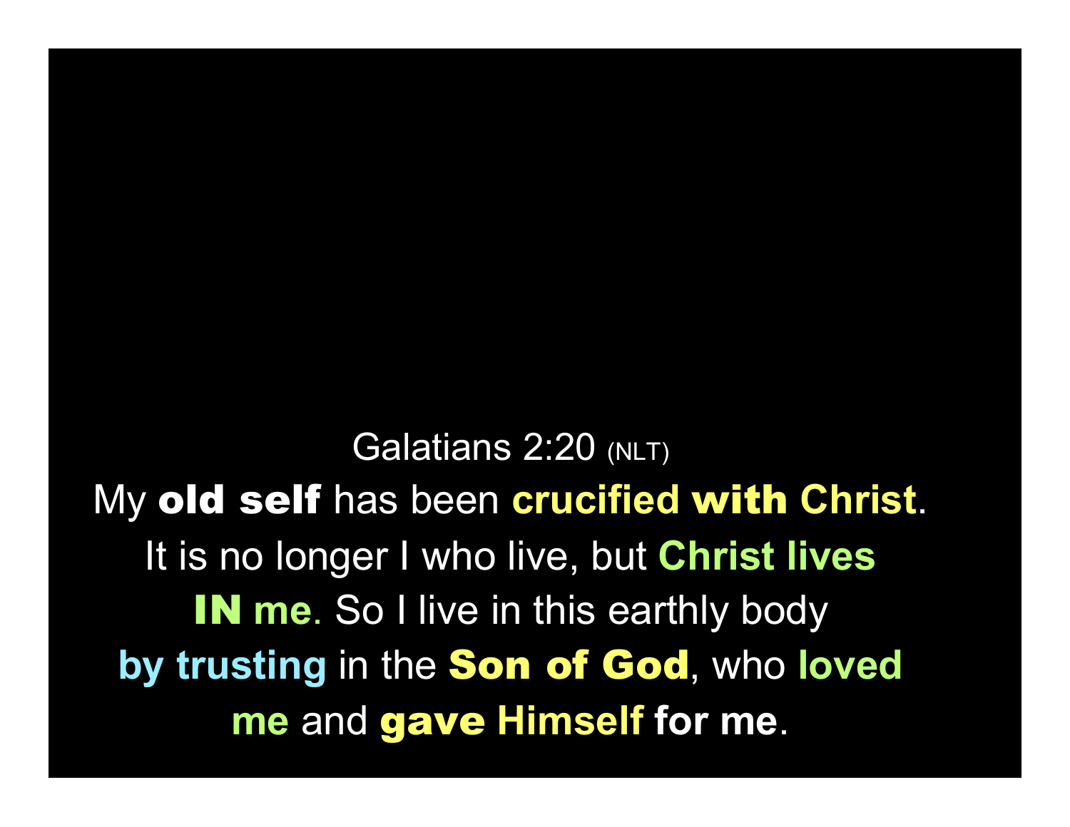Galatians 2:20 (NLT)

My **old self** has been **crucified with Christ**. It is no longer I who live, but **Christ lives IN me**. So I live in this earthly body **by trusting** in the **Son of God**, who **loved me** and **gave Himself for me**.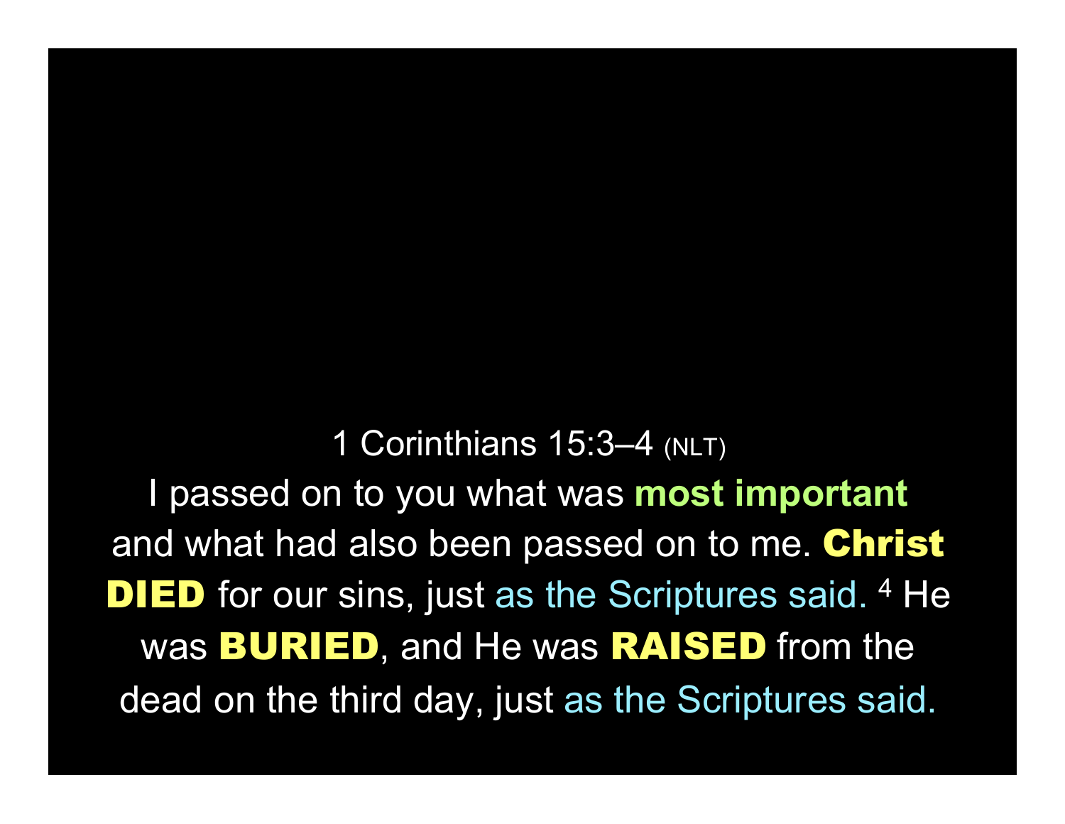1 Corinthians 15:3–4 (NLT)

I passed on to you what was **most important** and what had also been passed on to me. **Christ DIED** for our sins, just as the Scriptures said. [4] He was **BURIED**, and He was **RAISED** from the dead on the third day, just as the Scriptures said.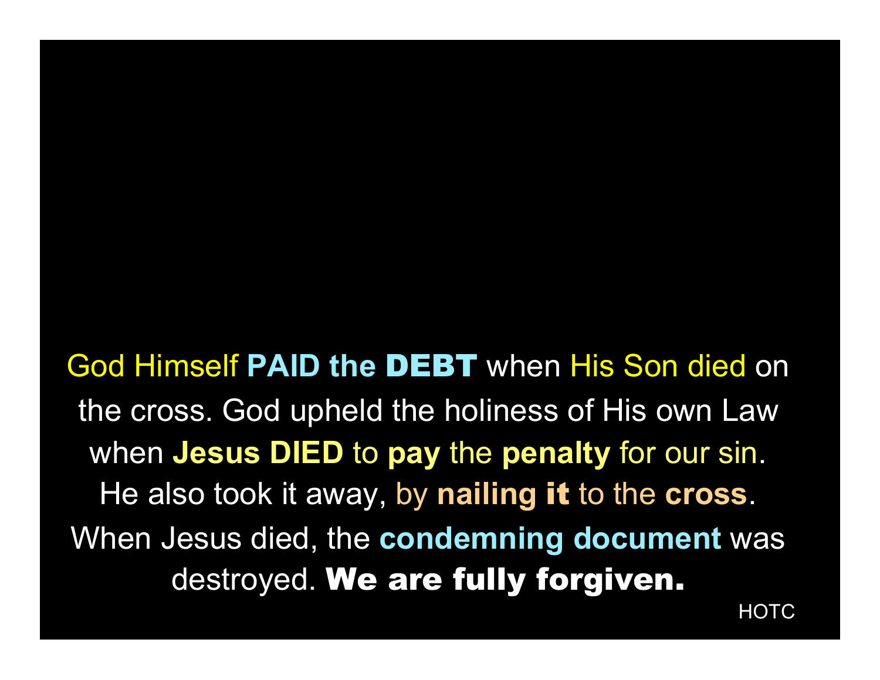God Himself **PAID the DEBT** when His Son died on the cross. God upheld the holiness of His own Law when **Jesus DIED** to **pay** the **penalty** for our sin. He also took it away, by **nailing it** to the **cross**. When Jesus died, the **condemning document** was destroyed. **We are fully forgiven.**

HOTC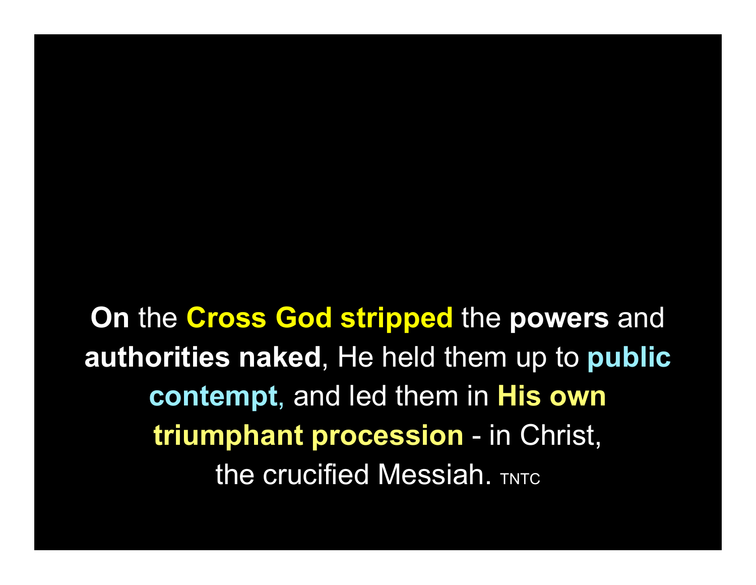**On** the **Cross God stripped** the **powers** and **authorities naked**, He held them up to **public contempt**, and led them in **His own triumphant procession** - in Christ, the crucified Messiah. TNTC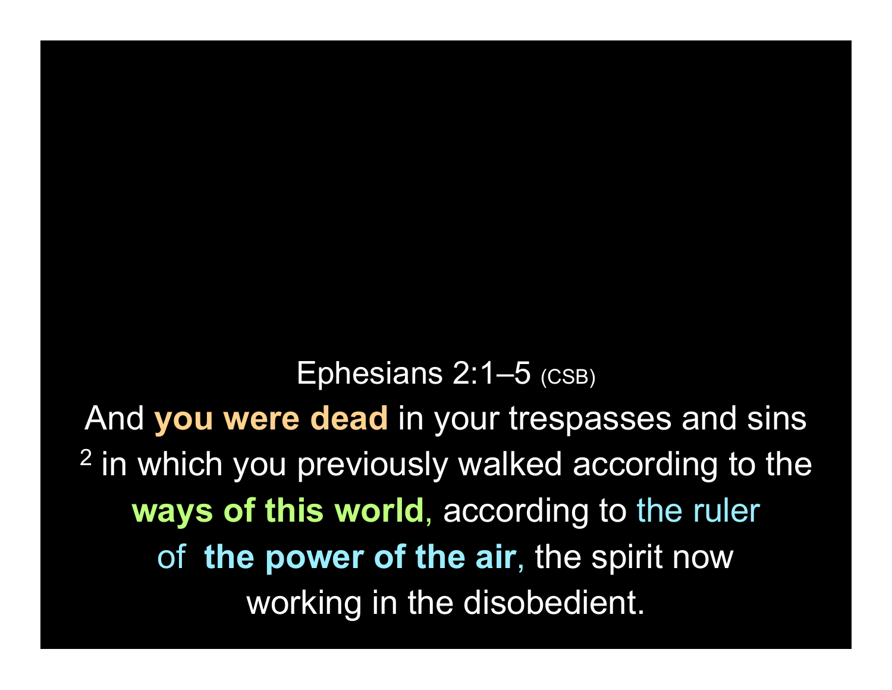Ephesians 2:1–5 (CSB)

And **you were dead** in your trespasses and sins [2] in which you previously walked according to the **ways of this world**, according to the ruler of **the power of the air**, the spirit now working in the disobedient.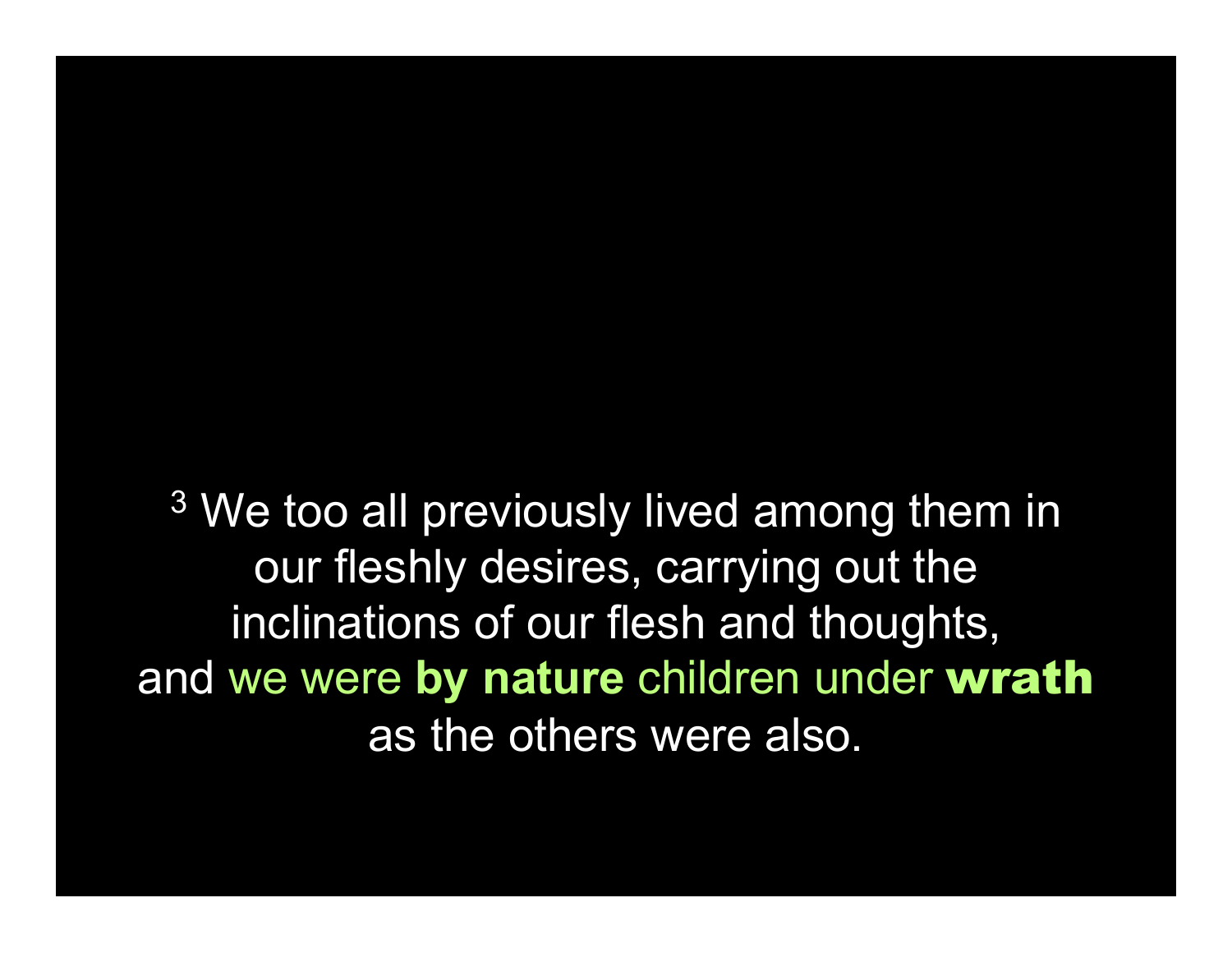[3] We too all previously lived among them in our fleshly desires, carrying out the inclinations of our flesh and thoughts, and we were **by nature** children under **wrath** as the others were also.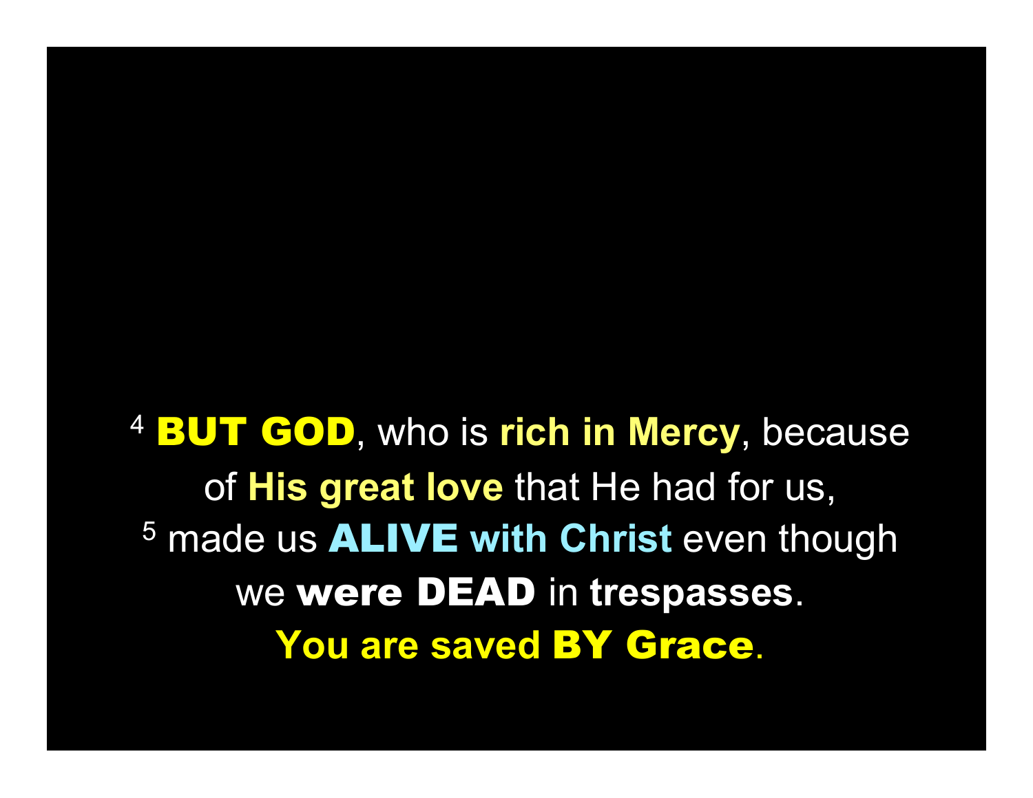[4] **BUT GOD**, who is **rich in Mercy**, because of **His great love** that He had for us,
[5] made us **ALIVE with Christ** even though we **were DEAD** in **trespasses**.
**You are saved BY Grace**.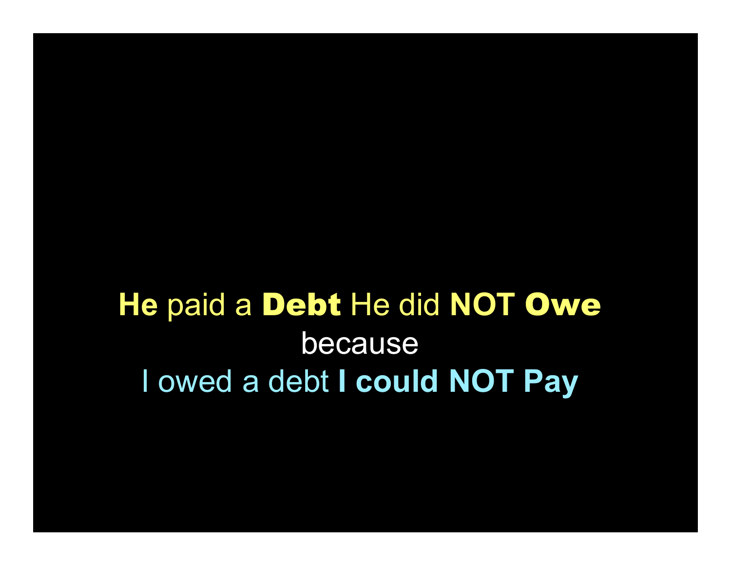**He** paid a **Debt** He did **NOT Owe**

because

I owed a debt **I could NOT Pay**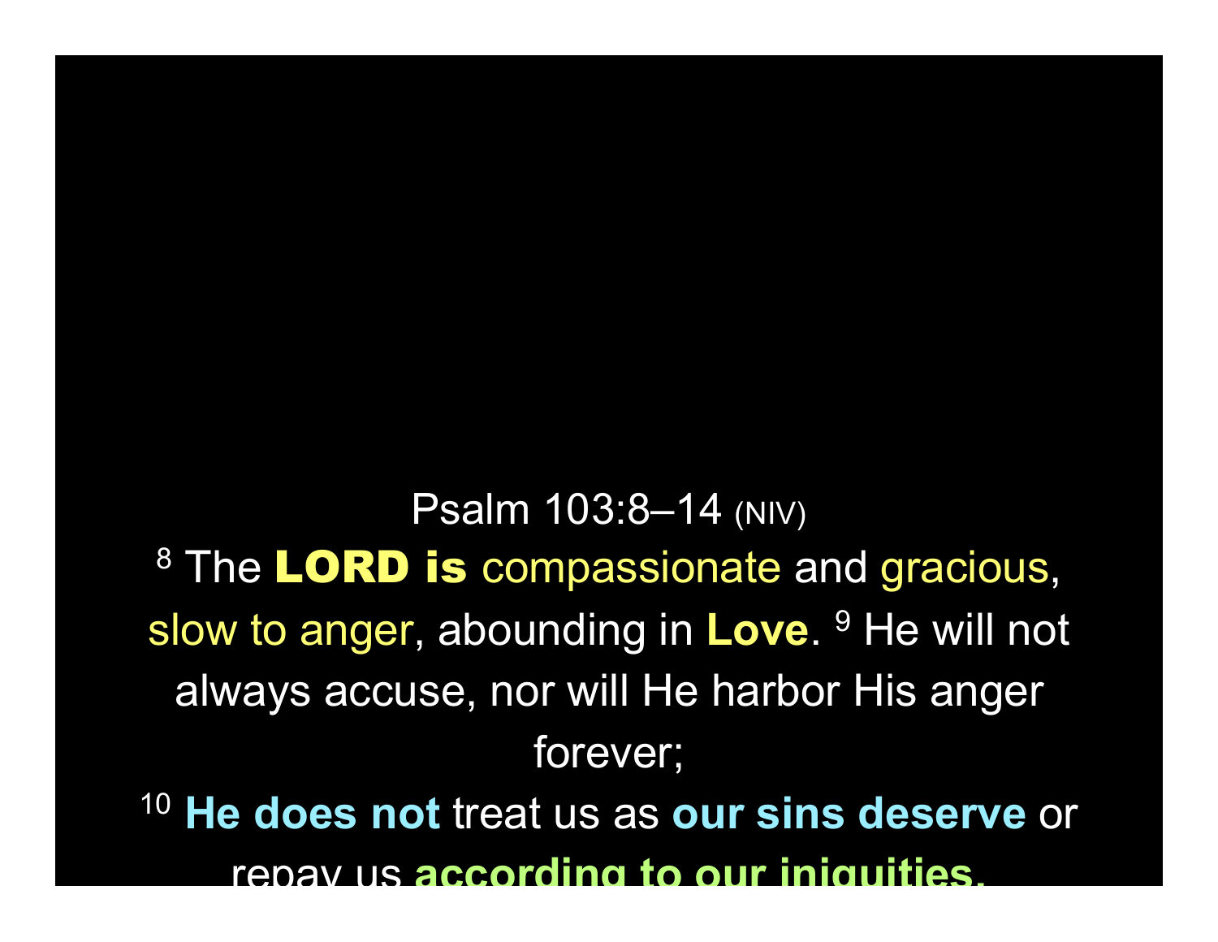Psalm 103:8–14 (NIV)

[8] The **LORD is** compassionate and gracious, slow to anger, abounding in **Love**. [9] He will not always accuse, nor will He harbor His anger forever;

[10] **He does not** treat us as **our sins deserve** or repay us **according to our iniquities.**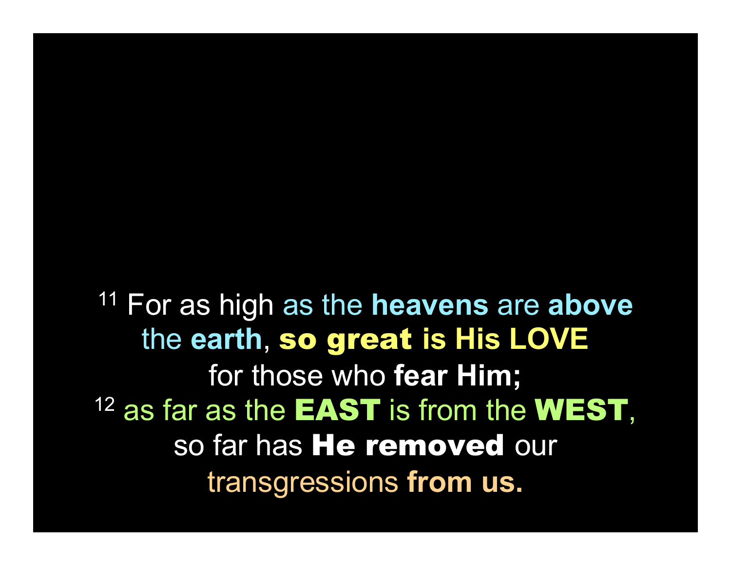[11] For as high as the **heavens** are **above** the **earth**, **so great is His LOVE** for those who **fear Him;**
[12] as far as the **EAST** is from the **WEST**, so far has **He removed** our transgressions **from us.**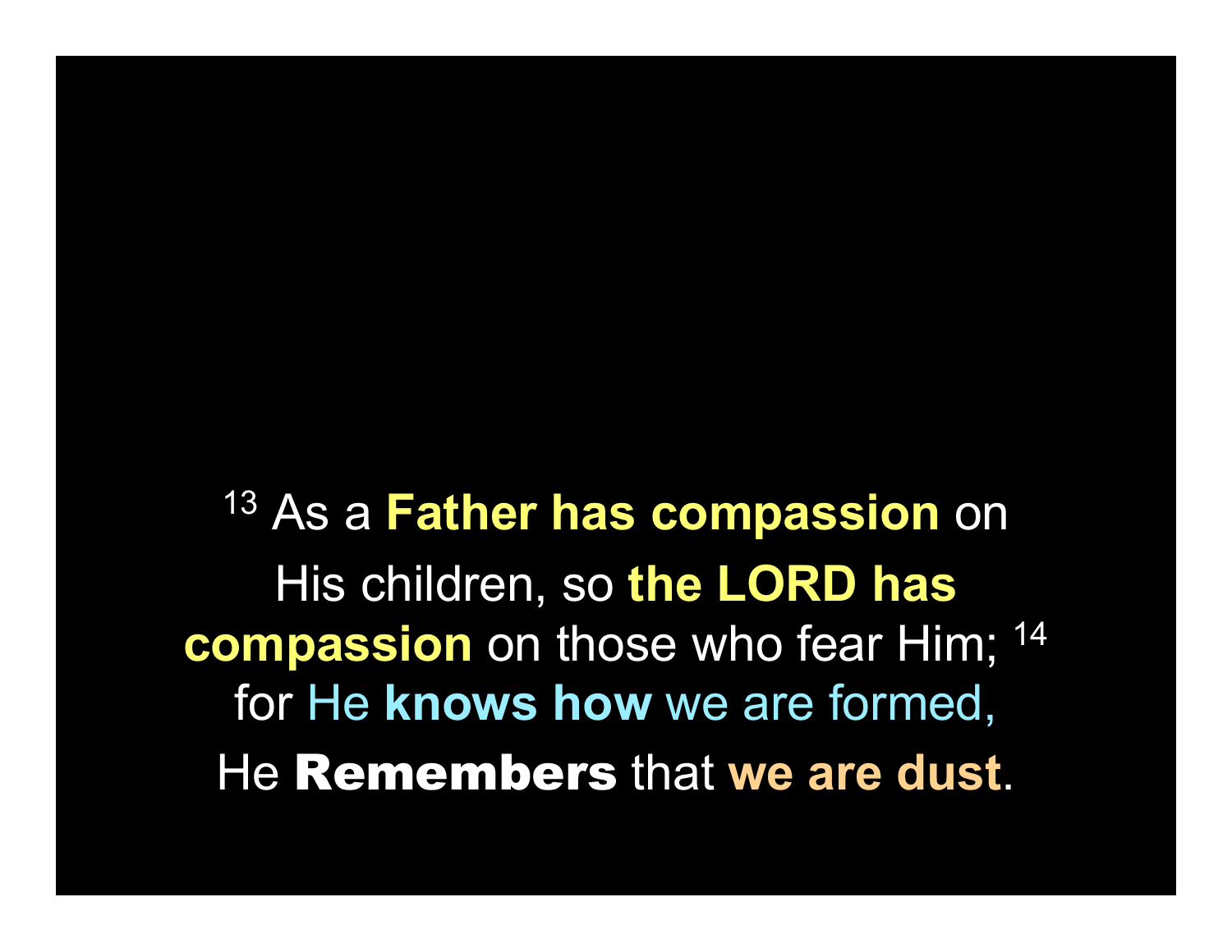[13] As a **Father has compassion** on His children, so **the LORD has compassion** on those who fear Him; [14] for He **knows how** we are formed, He **Remembers** that **we are dust**.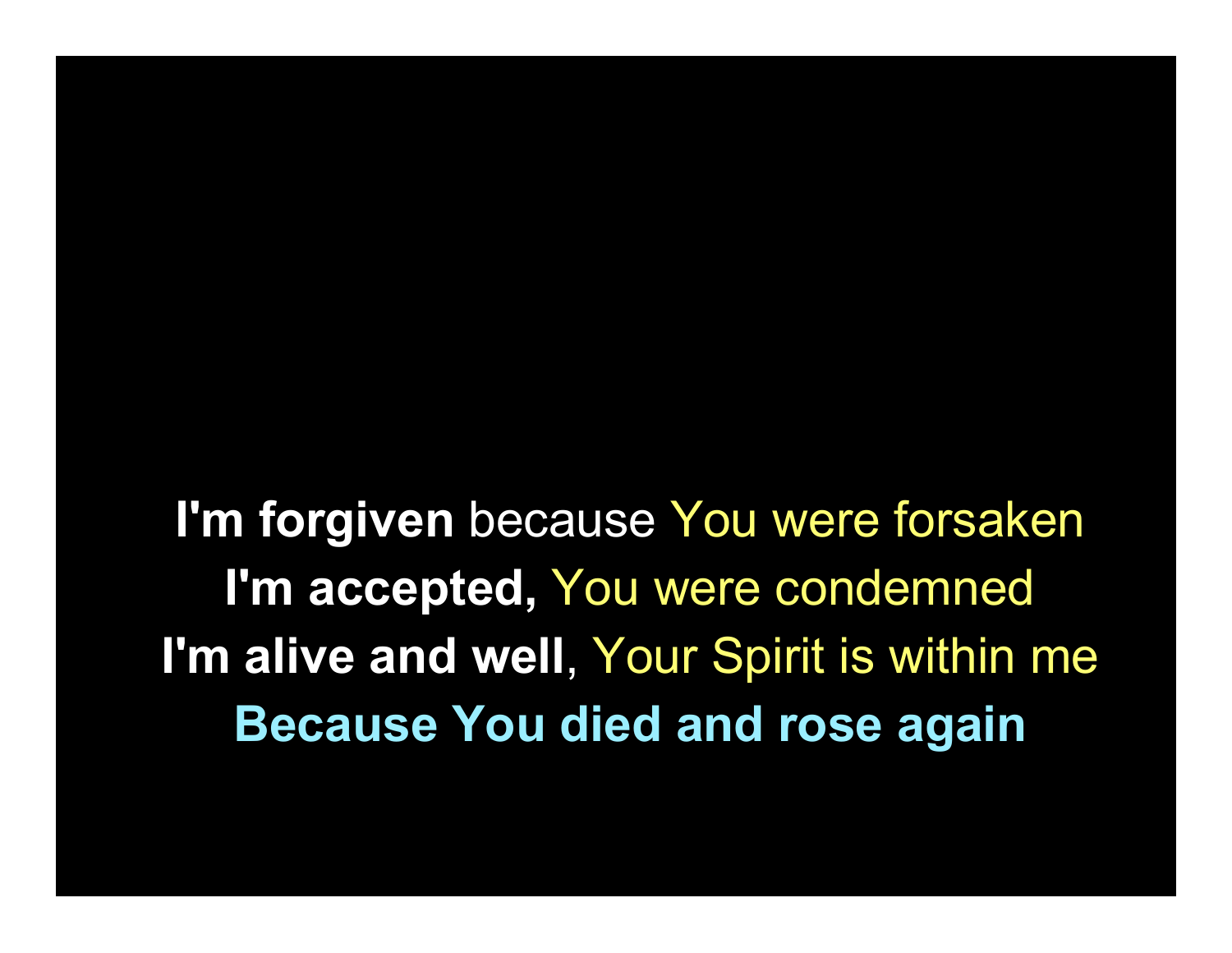**I'm forgiven** because You were forsaken
**I'm accepted,** You were condemned
**I'm alive and well**, Your Spirit is within me
**Because You died and rose again**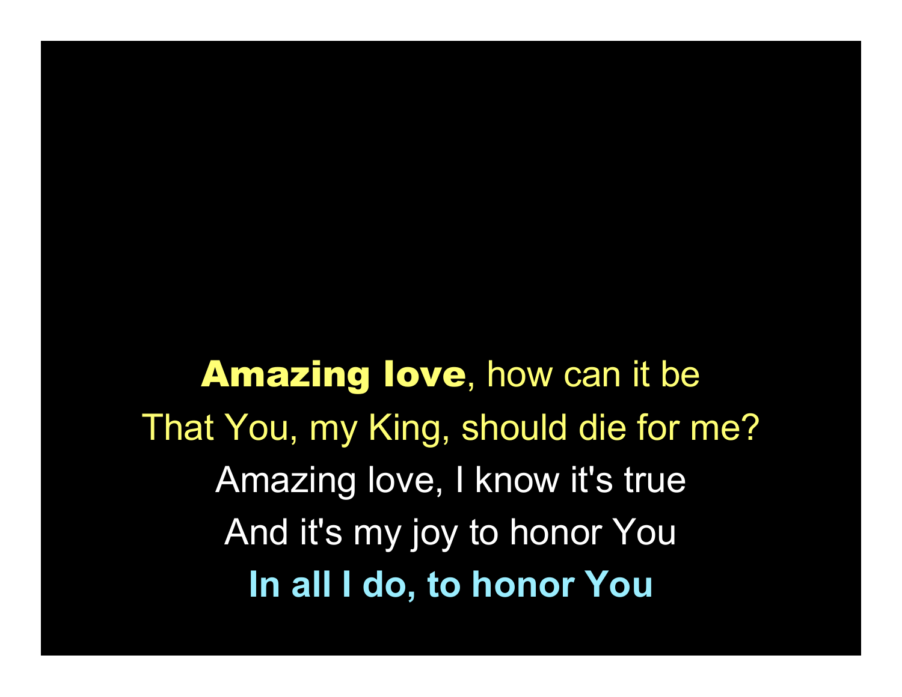**Amazing love**, how can it be

That You, my King, should die for me?

Amazing love, I know it's true

And it's my joy to honor You

**In all I do, to honor You**